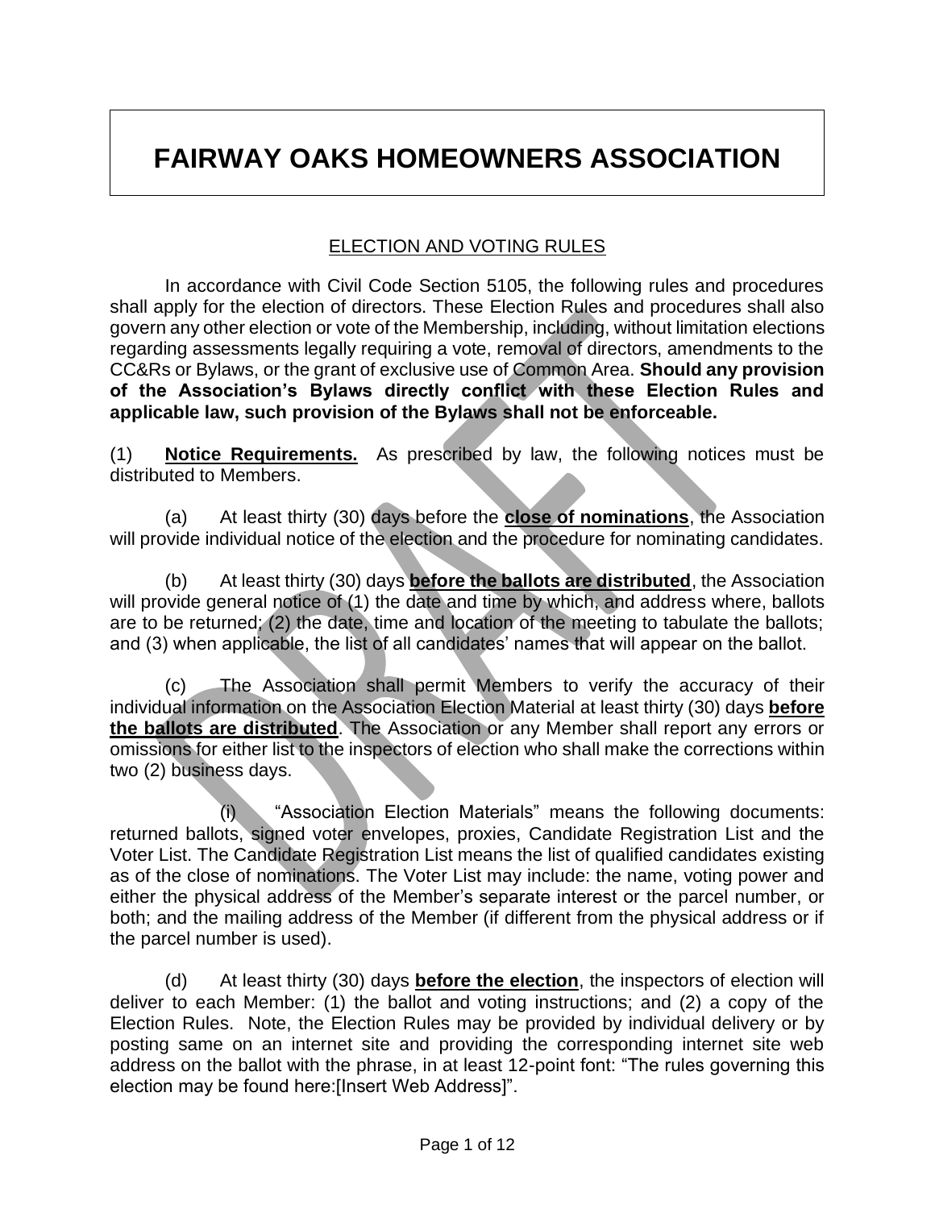# FAIRWAY OAKS HOMEOWNERS ASSOCIATION

<u>ELECTION AND VOTING RULES</u>

In accordance with Civil Code Section 5105, the following rules and procedures shall apply for the election of directors. These Election Rules and procedures shall also govern any other election or vote of the Membership, including, without limitation elections regarding assessments legally requiring a vote, removal of directors, amendments to the CC&Rs or Bylaws, or the grant of exclusive use of Common Area. **Should any provision of the Association's Bylaws directly conflict with these Election Rules and applicable law, such provision of the Bylaws shall not be enforceable.**

(1) **<u>Notice Requirements.</u>** As prescribed by law, the following notices must be distributed to Members.

(a) At least thirty (30) days before the **<u>close of nominations</u>**, the Association will provide individual notice of the election and the procedure for nominating candidates.

(b) At least thirty (30) days **<u>before the ballots are distributed</u>**, the Association will provide general notice of (1) the date and time by which, and address where, ballots are to be returned; (2) the date, time and location of the meeting to tabulate the ballots; and (3) when applicable, the list of all candidates' names that will appear on the ballot.

(c) The Association shall permit Members to verify the accuracy of their individual information on the Association Election Material at least thirty (30) days **<u>before the ballots are distributed</u>**. The Association or any Member shall report any errors or omissions for either list to the inspectors of election who shall make the corrections within two (2) business days.

(i) "Association Election Materials" means the following documents: returned ballots, signed voter envelopes, proxies, Candidate Registration List and the Voter List. The Candidate Registration List means the list of qualified candidates existing as of the close of nominations. The Voter List may include: the name, voting power and either the physical address of the Member's separate interest or the parcel number, or both; and the mailing address of the Member (if different from the physical address or if the parcel number is used).

(d) At least thirty (30) days **<u>before the election</u>**, the inspectors of election will deliver to each Member: (1) the ballot and voting instructions; and (2) a copy of the Election Rules. Note, the Election Rules may be provided by individual delivery or by posting same on an internet site and providing the corresponding internet site web address on the ballot with the phrase, in at least 12-point font: "The rules governing this election may be found here:[Insert Web Address]".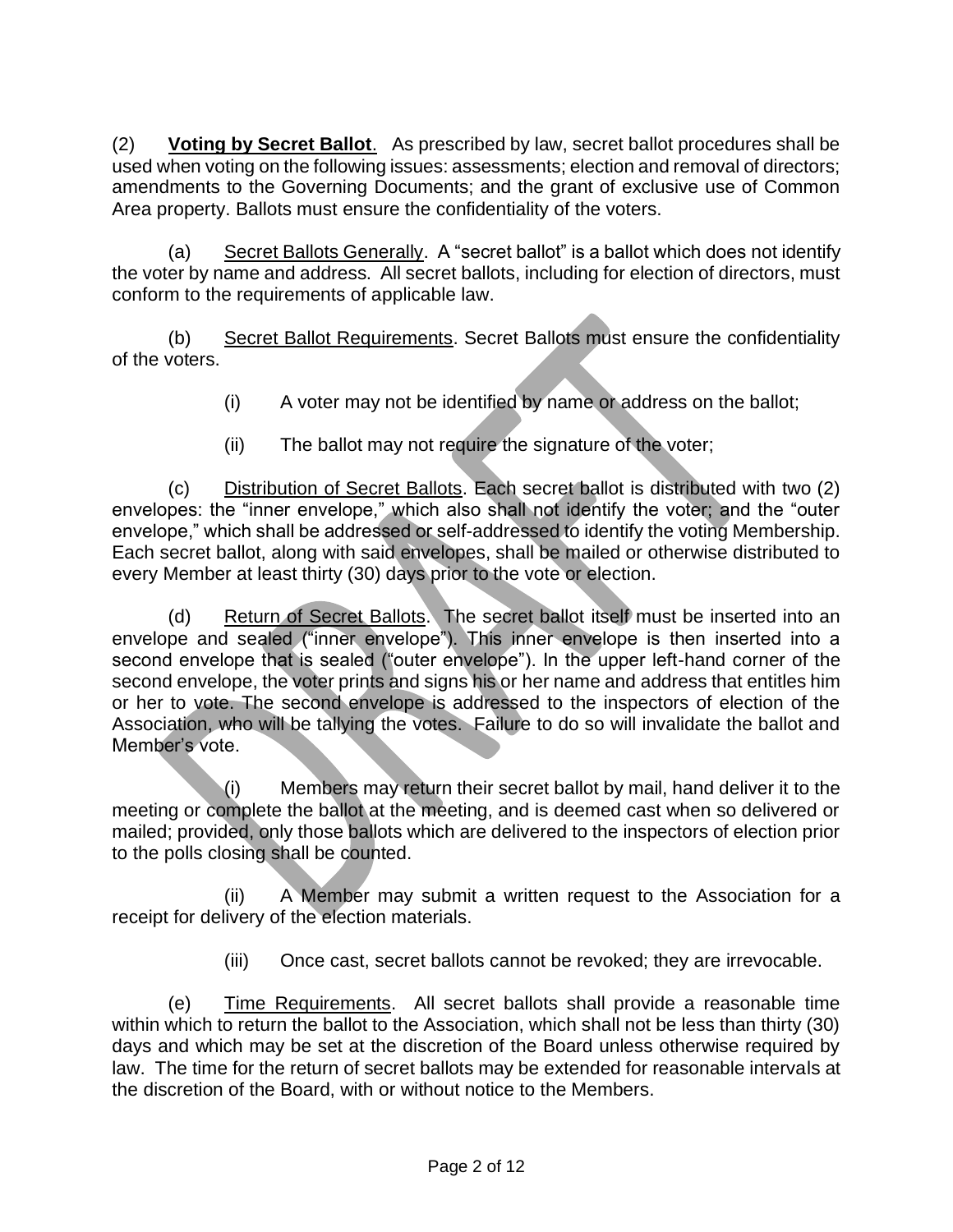(2) **Voting by Secret Ballot**. As prescribed by law, secret ballot procedures shall be used when voting on the following issues: assessments; election and removal of directors; amendments to the Governing Documents; and the grant of exclusive use of Common Area property. Ballots must ensure the confidentiality of the voters.

(a) Secret Ballots Generally. A "secret ballot" is a ballot which does not identify the voter by name and address. All secret ballots, including for election of directors, must conform to the requirements of applicable law.

(b) Secret Ballot Requirements. Secret Ballots must ensure the confidentiality of the voters.

(i) A voter may not be identified by name or address on the ballot;

(ii) The ballot may not require the signature of the voter;

(c) Distribution of Secret Ballots. Each secret ballot is distributed with two (2) envelopes: the "inner envelope," which also shall not identify the voter; and the "outer envelope," which shall be addressed or self-addressed to identify the voting Membership. Each secret ballot, along with said envelopes, shall be mailed or otherwise distributed to every Member at least thirty (30) days prior to the vote or election.

(d) Return of Secret Ballots. The secret ballot itself must be inserted into an envelope and sealed ("inner envelope"). This inner envelope is then inserted into a second envelope that is sealed ("outer envelope"). In the upper left-hand corner of the second envelope, the voter prints and signs his or her name and address that entitles him or her to vote. The second envelope is addressed to the inspectors of election of the Association, who will be tallying the votes. Failure to do so will invalidate the ballot and Member's vote.

(i) Members may return their secret ballot by mail, hand deliver it to the meeting or complete the ballot at the meeting, and is deemed cast when so delivered or mailed; provided, only those ballots which are delivered to the inspectors of election prior to the polls closing shall be counted.

(ii) A Member may submit a written request to the Association for a receipt for delivery of the election materials.

(iii) Once cast, secret ballots cannot be revoked; they are irrevocable.

(e) Time Requirements. All secret ballots shall provide a reasonable time within which to return the ballot to the Association, which shall not be less than thirty (30) days and which may be set at the discretion of the Board unless otherwise required by law. The time for the return of secret ballots may be extended for reasonable intervals at the discretion of the Board, with or without notice to the Members.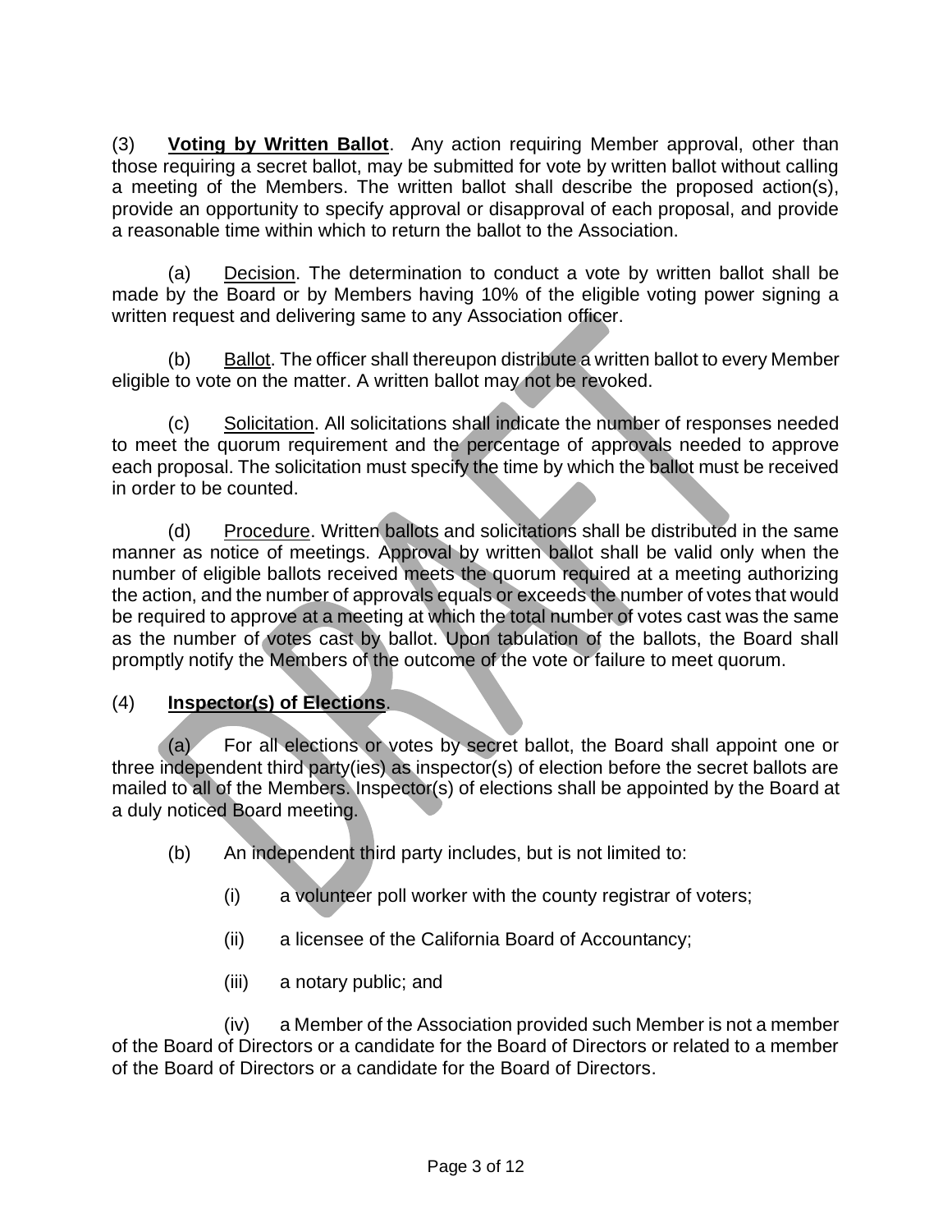(3) **Voting by Written Ballot**. Any action requiring Member approval, other than those requiring a secret ballot, may be submitted for vote by written ballot without calling a meeting of the Members. The written ballot shall describe the proposed action(s), provide an opportunity to specify approval or disapproval of each proposal, and provide a reasonable time within which to return the ballot to the Association.

(a) Decision. The determination to conduct a vote by written ballot shall be made by the Board or by Members having 10% of the eligible voting power signing a written request and delivering same to any Association officer.

(b) Ballot. The officer shall thereupon distribute a written ballot to every Member eligible to vote on the matter. A written ballot may not be revoked.

(c) Solicitation. All solicitations shall indicate the number of responses needed to meet the quorum requirement and the percentage of approvals needed to approve each proposal. The solicitation must specify the time by which the ballot must be received in order to be counted.

(d) Procedure. Written ballots and solicitations shall be distributed in the same manner as notice of meetings. Approval by written ballot shall be valid only when the number of eligible ballots received meets the quorum required at a meeting authorizing the action, and the number of approvals equals or exceeds the number of votes that would be required to approve at a meeting at which the total number of votes cast was the same as the number of votes cast by ballot. Upon tabulation of the ballots, the Board shall promptly notify the Members of the outcome of the vote or failure to meet quorum.

(4) **Inspector(s) of Elections**.

(a) For all elections or votes by secret ballot, the Board shall appoint one or three independent third party(ies) as inspector(s) of election before the secret ballots are mailed to all of the Members. Inspector(s) of elections shall be appointed by the Board at a duly noticed Board meeting.

(b) An independent third party includes, but is not limited to:

(i) a volunteer poll worker with the county registrar of voters;

(ii) a licensee of the California Board of Accountancy;

(iii) a notary public; and

(iv) a Member of the Association provided such Member is not a member of the Board of Directors or a candidate for the Board of Directors or related to a member of the Board of Directors or a candidate for the Board of Directors.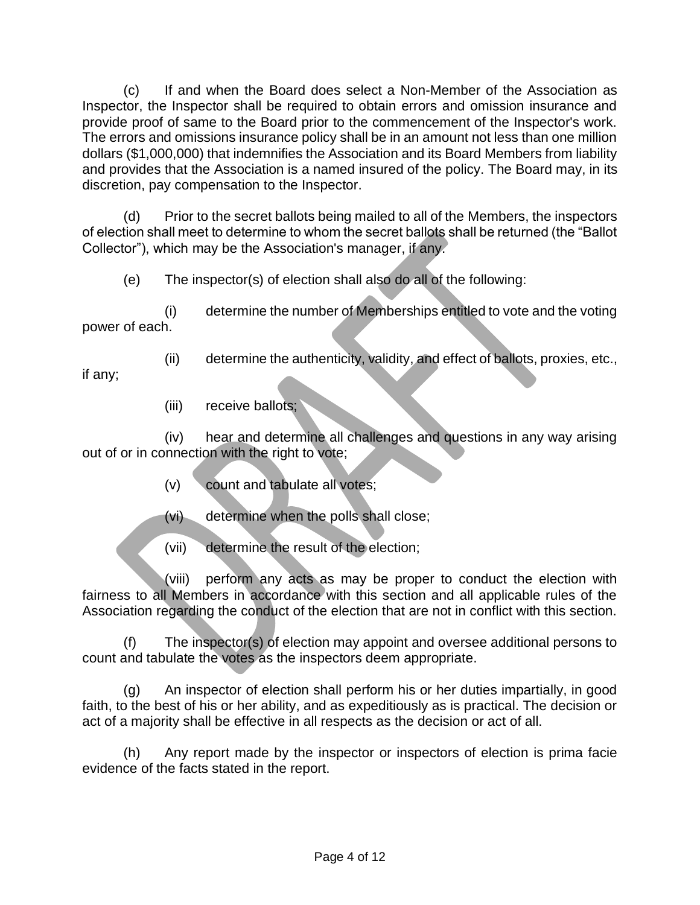(c) If and when the Board does select a Non-Member of the Association as Inspector, the Inspector shall be required to obtain errors and omission insurance and provide proof of same to the Board prior to the commencement of the Inspector's work. The errors and omissions insurance policy shall be in an amount not less than one million dollars ($1,000,000) that indemnifies the Association and its Board Members from liability and provides that the Association is a named insured of the policy. The Board may, in its discretion, pay compensation to the Inspector.

(d) Prior to the secret ballots being mailed to all of the Members, the inspectors of election shall meet to determine to whom the secret ballots shall be returned (the "Ballot Collector"), which may be the Association's manager, if any.

(e) The inspector(s) of election shall also do all of the following:

(i) determine the number of Memberships entitled to vote and the voting power of each.

(ii) determine the authenticity, validity, and effect of ballots, proxies, etc., if any;

(iii) receive ballots;

(iv) hear and determine all challenges and questions in any way arising out of or in connection with the right to vote;

(v) count and tabulate all votes;

(vi) determine when the polls shall close;

(vii) determine the result of the election;

(viii) perform any acts as may be proper to conduct the election with fairness to all Members in accordance with this section and all applicable rules of the Association regarding the conduct of the election that are not in conflict with this section.

(f) The inspector(s) of election may appoint and oversee additional persons to count and tabulate the votes as the inspectors deem appropriate.

(g) An inspector of election shall perform his or her duties impartially, in good faith, to the best of his or her ability, and as expeditiously as is practical. The decision or act of a majority shall be effective in all respects as the decision or act of all.

(h) Any report made by the inspector or inspectors of election is prima facie evidence of the facts stated in the report.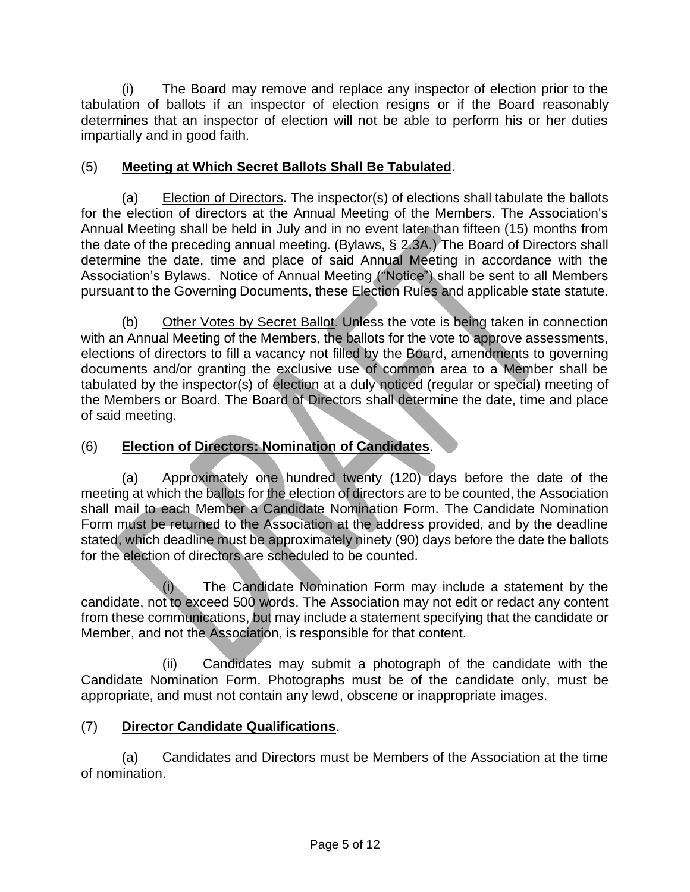(i) The Board may remove and replace any inspector of election prior to the tabulation of ballots if an inspector of election resigns or if the Board reasonably determines that an inspector of election will not be able to perform his or her duties impartially and in good faith.

(5) **<u>Meeting at Which Secret Ballots Shall Be Tabulated</u>**.

(a) <u>Election of Directors</u>. The inspector(s) of elections shall tabulate the ballots for the election of directors at the Annual Meeting of the Members. The Association's Annual Meeting shall be held in July and in no event later than fifteen (15) months from the date of the preceding annual meeting. (Bylaws, § 2.3A.) The Board of Directors shall determine the date, time and place of said Annual Meeting in accordance with the Association's Bylaws. Notice of Annual Meeting ("Notice") shall be sent to all Members pursuant to the Governing Documents, these Election Rules and applicable state statute.

(b) <u>Other Votes by Secret Ballot</u>. Unless the vote is being taken in connection with an Annual Meeting of the Members, the ballots for the vote to approve assessments, elections of directors to fill a vacancy not filled by the Board, amendments to governing documents and/or granting the exclusive use of common area to a Member shall be tabulated by the inspector(s) of election at a duly noticed (regular or special) meeting of the Members or Board. The Board of Directors shall determine the date, time and place of said meeting.

(6) **<u>Election of Directors: Nomination of Candidates</u>**.

(a) Approximately one hundred twenty (120) days before the date of the meeting at which the ballots for the election of directors are to be counted, the Association shall mail to each Member a Candidate Nomination Form. The Candidate Nomination Form must be returned to the Association at the address provided, and by the deadline stated, which deadline must be approximately ninety (90) days before the date the ballots for the election of directors are scheduled to be counted.

(i) The Candidate Nomination Form may include a statement by the candidate, not to exceed 500 words. The Association may not edit or redact any content from these communications, but may include a statement specifying that the candidate or Member, and not the Association, is responsible for that content.

(ii) Candidates may submit a photograph of the candidate with the Candidate Nomination Form. Photographs must be of the candidate only, must be appropriate, and must not contain any lewd, obscene or inappropriate images.

(7) **<u>Director Candidate Qualifications</u>**.

(a) Candidates and Directors must be Members of the Association at the time of nomination.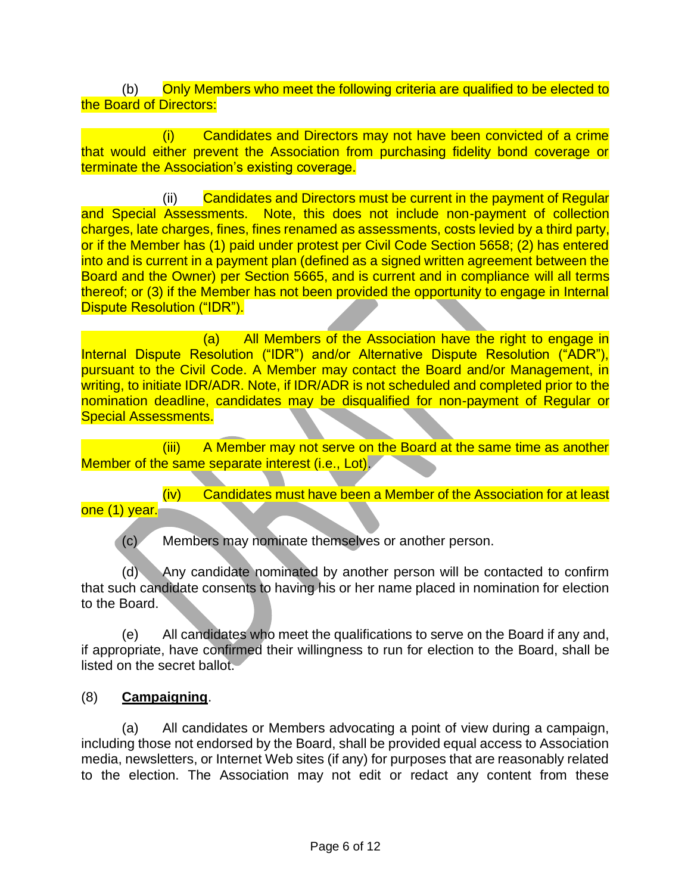(b) Only Members who meet the following criteria are qualified to be elected to the Board of Directors:

(i) Candidates and Directors may not have been convicted of a crime that would either prevent the Association from purchasing fidelity bond coverage or terminate the Association's existing coverage.

(ii) Candidates and Directors must be current in the payment of Regular and Special Assessments. Note, this does not include non-payment of collection charges, late charges, fines, fines renamed as assessments, costs levied by a third party, or if the Member has (1) paid under protest per Civil Code Section 5658; (2) has entered into and is current in a payment plan (defined as a signed written agreement between the Board and the Owner) per Section 5665, and is current and in compliance will all terms thereof; or (3) if the Member has not been provided the opportunity to engage in Internal Dispute Resolution ("IDR").

(a) All Members of the Association have the right to engage in Internal Dispute Resolution ("IDR") and/or Alternative Dispute Resolution ("ADR"), pursuant to the Civil Code. A Member may contact the Board and/or Management, in writing, to initiate IDR/ADR. Note, if IDR/ADR is not scheduled and completed prior to the nomination deadline, candidates may be disqualified for non-payment of Regular or Special Assessments.

(iii) A Member may not serve on the Board at the same time as another Member of the same separate interest (i.e., Lot).

(iv) Candidates must have been a Member of the Association for at least one (1) year.

(c) Members may nominate themselves or another person.

(d) Any candidate nominated by another person will be contacted to confirm that such candidate consents to having his or her name placed in nomination for election to the Board.

(e) All candidates who meet the qualifications to serve on the Board if any and, if appropriate, have confirmed their willingness to run for election to the Board, shall be listed on the secret ballot.

(8) **Campaigning**.

(a) All candidates or Members advocating a point of view during a campaign, including those not endorsed by the Board, shall be provided equal access to Association media, newsletters, or Internet Web sites (if any) for purposes that are reasonably related to the election. The Association may not edit or redact any content from these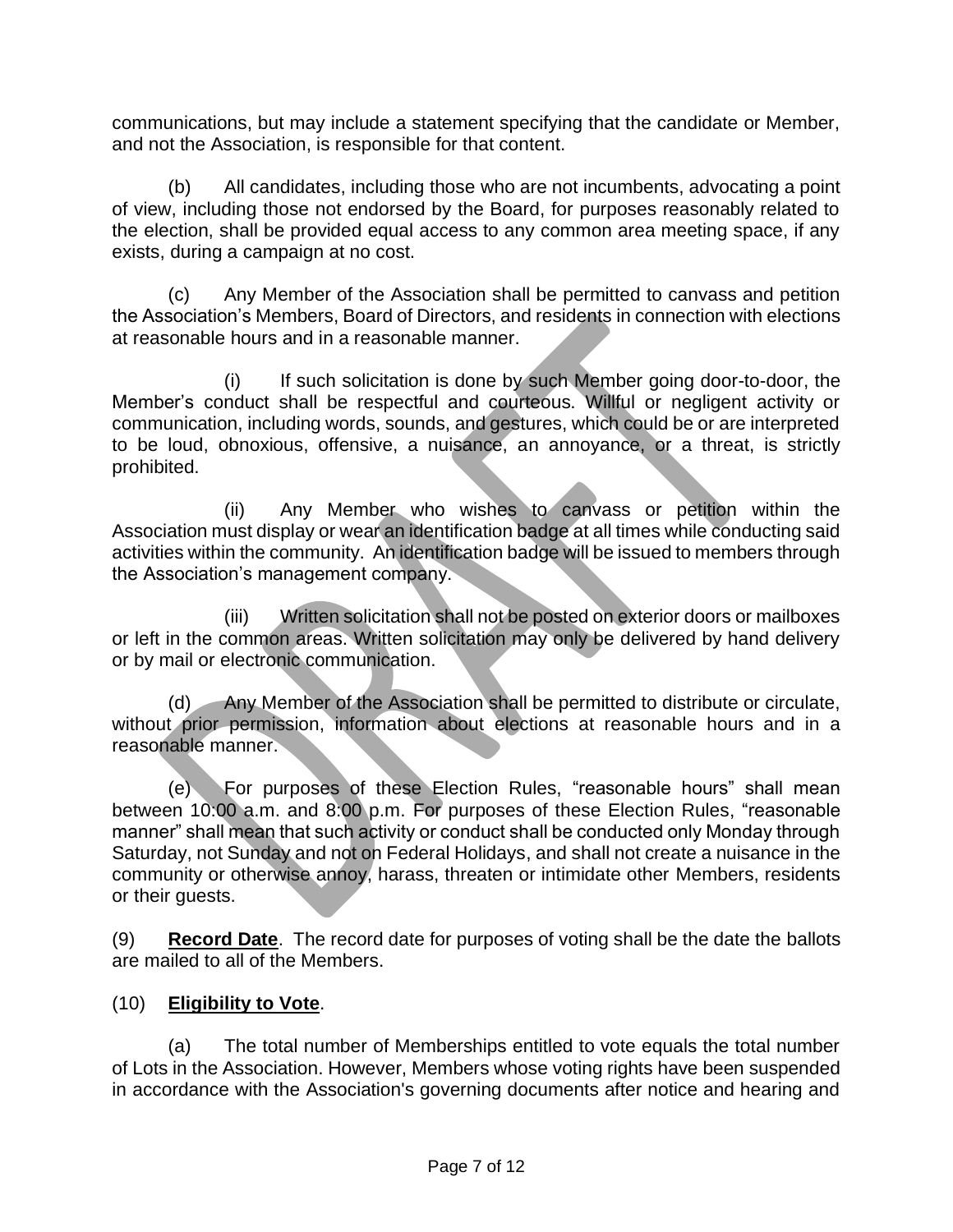communications, but may include a statement specifying that the candidate or Member, and not the Association, is responsible for that content.

(b) All candidates, including those who are not incumbents, advocating a point of view, including those not endorsed by the Board, for purposes reasonably related to the election, shall be provided equal access to any common area meeting space, if any exists, during a campaign at no cost.

(c) Any Member of the Association shall be permitted to canvass and petition the Association's Members, Board of Directors, and residents in connection with elections at reasonable hours and in a reasonable manner.

(i) If such solicitation is done by such Member going door-to-door, the Member's conduct shall be respectful and courteous. Willful or negligent activity or communication, including words, sounds, and gestures, which could be or are interpreted to be loud, obnoxious, offensive, a nuisance, an annoyance, or a threat, is strictly prohibited.

(ii) Any Member who wishes to canvass or petition within the Association must display or wear an identification badge at all times while conducting said activities within the community. An identification badge will be issued to members through the Association's management company.

(iii) Written solicitation shall not be posted on exterior doors or mailboxes or left in the common areas. Written solicitation may only be delivered by hand delivery or by mail or electronic communication.

(d) Any Member of the Association shall be permitted to distribute or circulate, without prior permission, information about elections at reasonable hours and in a reasonable manner.

(e) For purposes of these Election Rules, "reasonable hours" shall mean between 10:00 a.m. and 8:00 p.m. For purposes of these Election Rules, "reasonable manner" shall mean that such activity or conduct shall be conducted only Monday through Saturday, not Sunday and not on Federal Holidays, and shall not create a nuisance in the community or otherwise annoy, harass, threaten or intimidate other Members, residents or their guests.

(9) **Record Date**. The record date for purposes of voting shall be the date the ballots are mailed to all of the Members.

(10) **Eligibility to Vote**.

(a) The total number of Memberships entitled to vote equals the total number of Lots in the Association. However, Members whose voting rights have been suspended in accordance with the Association's governing documents after notice and hearing and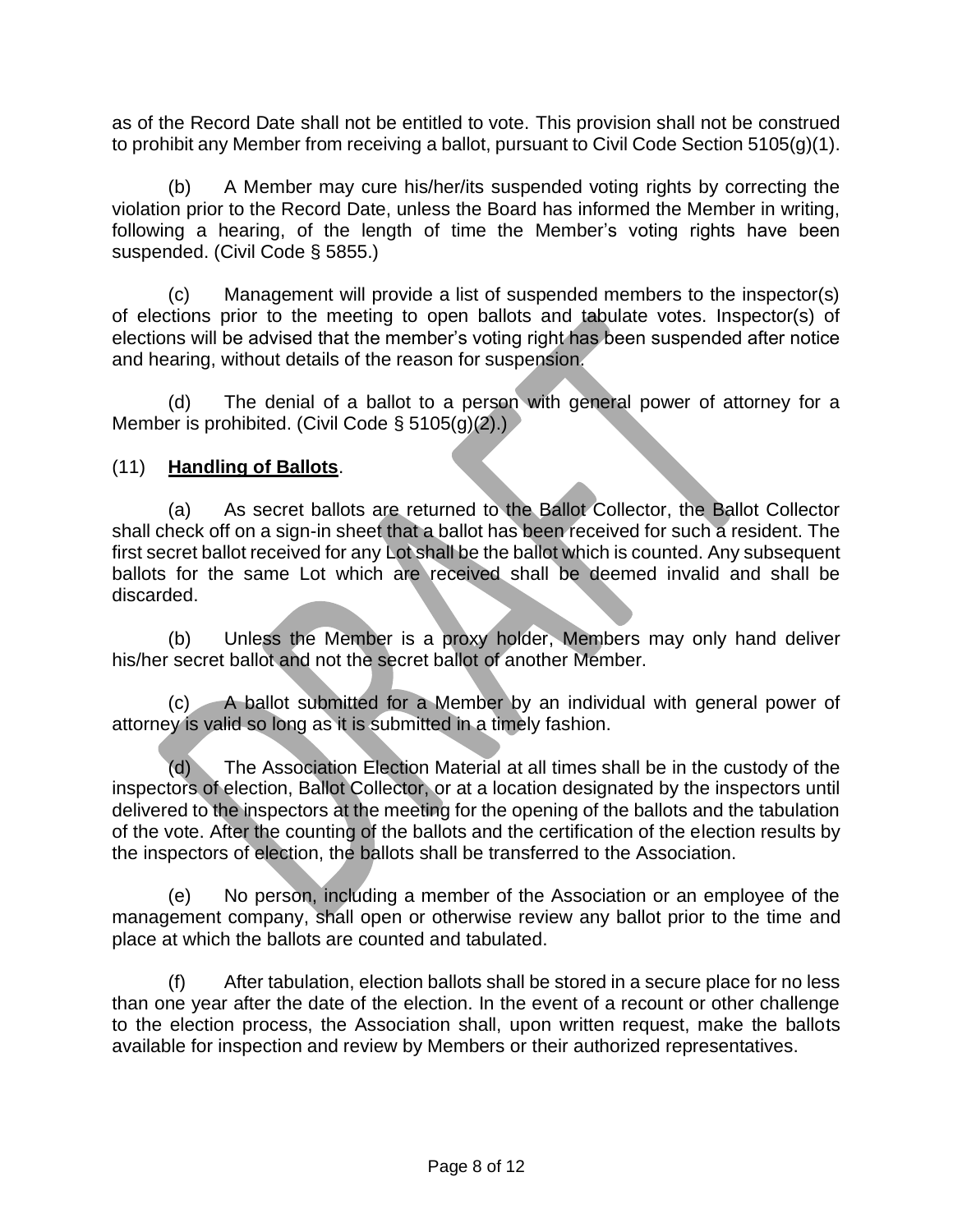as of the Record Date shall not be entitled to vote. This provision shall not be construed to prohibit any Member from receiving a ballot, pursuant to Civil Code Section 5105(g)(1).

(b) A Member may cure his/her/its suspended voting rights by correcting the violation prior to the Record Date, unless the Board has informed the Member in writing, following a hearing, of the length of time the Member's voting rights have been suspended. (Civil Code § 5855.)

(c) Management will provide a list of suspended members to the inspector(s) of elections prior to the meeting to open ballots and tabulate votes. Inspector(s) of elections will be advised that the member's voting right has been suspended after notice and hearing, without details of the reason for suspension.

(d) The denial of a ballot to a person with general power of attorney for a Member is prohibited. (Civil Code § 5105(g)(2).)

(11) **Handling of Ballots**.

(a) As secret ballots are returned to the Ballot Collector, the Ballot Collector shall check off on a sign-in sheet that a ballot has been received for such a resident. The first secret ballot received for any Lot shall be the ballot which is counted. Any subsequent ballots for the same Lot which are received shall be deemed invalid and shall be discarded.

(b) Unless the Member is a proxy holder, Members may only hand deliver his/her secret ballot and not the secret ballot of another Member.

(c) A ballot submitted for a Member by an individual with general power of attorney is valid so long as it is submitted in a timely fashion.

(d) The Association Election Material at all times shall be in the custody of the inspectors of election, Ballot Collector, or at a location designated by the inspectors until delivered to the inspectors at the meeting for the opening of the ballots and the tabulation of the vote. After the counting of the ballots and the certification of the election results by the inspectors of election, the ballots shall be transferred to the Association.

(e) No person, including a member of the Association or an employee of the management company, shall open or otherwise review any ballot prior to the time and place at which the ballots are counted and tabulated.

(f) After tabulation, election ballots shall be stored in a secure place for no less than one year after the date of the election. In the event of a recount or other challenge to the election process, the Association shall, upon written request, make the ballots available for inspection and review by Members or their authorized representatives.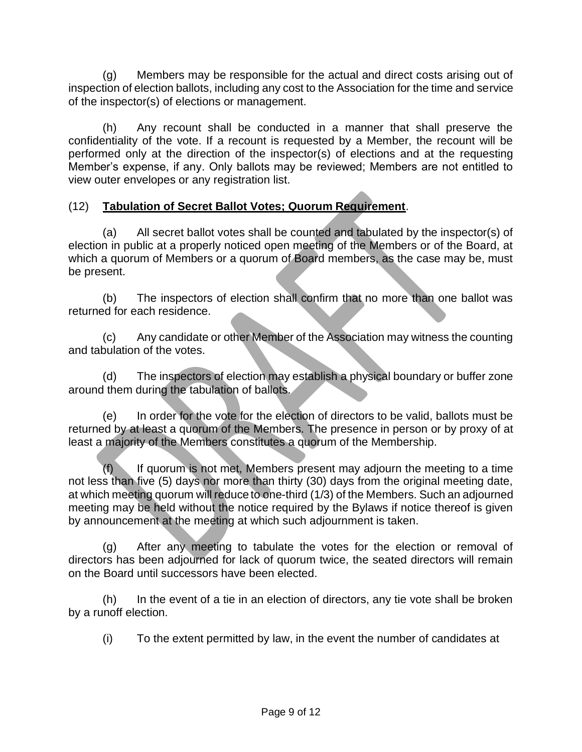(g) Members may be responsible for the actual and direct costs arising out of inspection of election ballots, including any cost to the Association for the time and service of the inspector(s) of elections or management.

(h) Any recount shall be conducted in a manner that shall preserve the confidentiality of the vote. If a recount is requested by a Member, the recount will be performed only at the direction of the inspector(s) of elections and at the requesting Member's expense, if any. Only ballots may be reviewed; Members are not entitled to view outer envelopes or any registration list.

(12) **Tabulation of Secret Ballot Votes; Quorum Requirement**.

(a) All secret ballot votes shall be counted and tabulated by the inspector(s) of election in public at a properly noticed open meeting of the Members or of the Board, at which a quorum of Members or a quorum of Board members, as the case may be, must be present.

(b) The inspectors of election shall confirm that no more than one ballot was returned for each residence.

(c) Any candidate or other Member of the Association may witness the counting and tabulation of the votes.

(d) The inspectors of election may establish a physical boundary or buffer zone around them during the tabulation of ballots.

(e) In order for the vote for the election of directors to be valid, ballots must be returned by at least a quorum of the Members. The presence in person or by proxy of at least a majority of the Members constitutes a quorum of the Membership.

(f) If quorum is not met, Members present may adjourn the meeting to a time not less than five (5) days nor more than thirty (30) days from the original meeting date, at which meeting quorum will reduce to one-third (1/3) of the Members. Such an adjourned meeting may be held without the notice required by the Bylaws if notice thereof is given by announcement at the meeting at which such adjournment is taken.

(g) After any meeting to tabulate the votes for the election or removal of directors has been adjourned for lack of quorum twice, the seated directors will remain on the Board until successors have been elected.

(h) In the event of a tie in an election of directors, any tie vote shall be broken by a runoff election.

(i) To the extent permitted by law, in the event the number of candidates at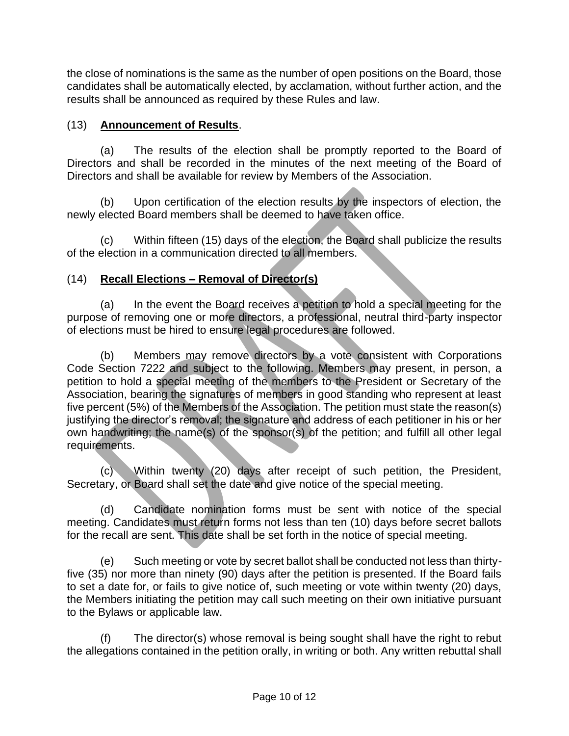the close of nominations is the same as the number of open positions on the Board, those candidates shall be automatically elected, by acclamation, without further action, and the results shall be announced as required by these Rules and law.

(13) **Announcement of Results**.

(a) The results of the election shall be promptly reported to the Board of Directors and shall be recorded in the minutes of the next meeting of the Board of Directors and shall be available for review by Members of the Association.

(b) Upon certification of the election results by the inspectors of election, the newly elected Board members shall be deemed to have taken office.

(c) Within fifteen (15) days of the election, the Board shall publicize the results of the election in a communication directed to all members.

(14) **Recall Elections – Removal of Director(s)**

(a) In the event the Board receives a petition to hold a special meeting for the purpose of removing one or more directors, a professional, neutral third-party inspector of elections must be hired to ensure legal procedures are followed.

(b) Members may remove directors by a vote consistent with Corporations Code Section 7222 and subject to the following. Members may present, in person, a petition to hold a special meeting of the members to the President or Secretary of the Association, bearing the signatures of members in good standing who represent at least five percent (5%) of the Members of the Association. The petition must state the reason(s) justifying the director's removal; the signature and address of each petitioner in his or her own handwriting; the name(s) of the sponsor(s) of the petition; and fulfill all other legal requirements.

(c) Within twenty (20) days after receipt of such petition, the President, Secretary, or Board shall set the date and give notice of the special meeting.

(d) Candidate nomination forms must be sent with notice of the special meeting. Candidates must return forms not less than ten (10) days before secret ballots for the recall are sent. This date shall be set forth in the notice of special meeting.

(e) Such meeting or vote by secret ballot shall be conducted not less than thirty-five (35) nor more than ninety (90) days after the petition is presented. If the Board fails to set a date for, or fails to give notice of, such meeting or vote within twenty (20) days, the Members initiating the petition may call such meeting on their own initiative pursuant to the Bylaws or applicable law.

(f) The director(s) whose removal is being sought shall have the right to rebut the allegations contained in the petition orally, in writing or both. Any written rebuttal shall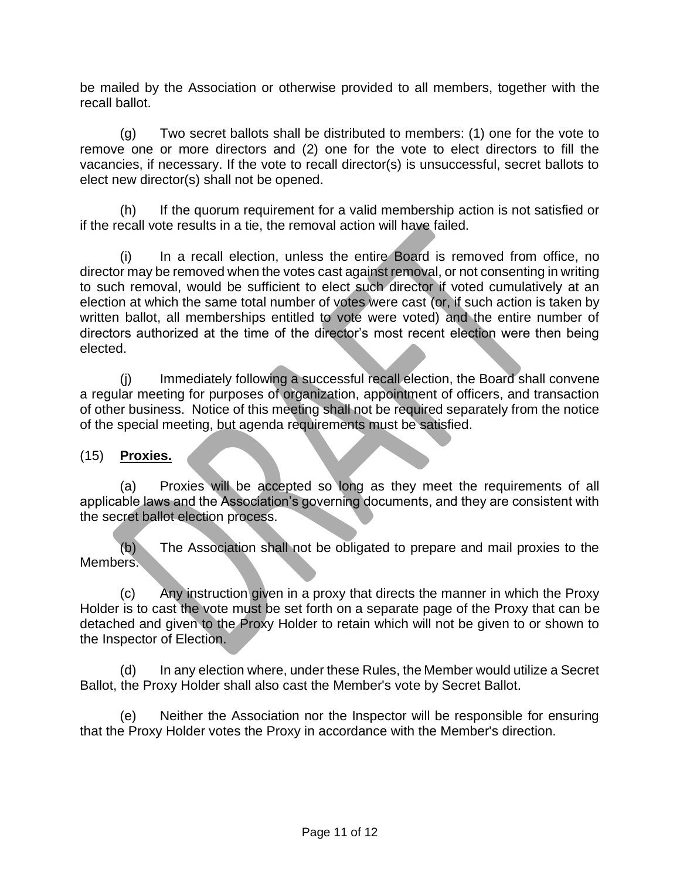be mailed by the Association or otherwise provided to all members, together with the recall ballot.

(g) Two secret ballots shall be distributed to members: (1) one for the vote to remove one or more directors and (2) one for the vote to elect directors to fill the vacancies, if necessary. If the vote to recall director(s) is unsuccessful, secret ballots to elect new director(s) shall not be opened.

(h) If the quorum requirement for a valid membership action is not satisfied or if the recall vote results in a tie, the removal action will have failed.

(i) In a recall election, unless the entire Board is removed from office, no director may be removed when the votes cast against removal, or not consenting in writing to such removal, would be sufficient to elect such director if voted cumulatively at an election at which the same total number of votes were cast (or, if such action is taken by written ballot, all memberships entitled to vote were voted) and the entire number of directors authorized at the time of the director's most recent election were then being elected.

(j) Immediately following a successful recall election, the Board shall convene a regular meeting for purposes of organization, appointment of officers, and transaction of other business. Notice of this meeting shall not be required separately from the notice of the special meeting, but agenda requirements must be satisfied.

(15) **<u>Proxies.</u>**

(a) Proxies will be accepted so long as they meet the requirements of all applicable laws and the Association's governing documents, and they are consistent with the secret ballot election process.

(b) The Association shall not be obligated to prepare and mail proxies to the Members.

(c) Any instruction given in a proxy that directs the manner in which the Proxy Holder is to cast the vote must be set forth on a separate page of the Proxy that can be detached and given to the Proxy Holder to retain which will not be given to or shown to the Inspector of Election.

(d) In any election where, under these Rules, the Member would utilize a Secret Ballot, the Proxy Holder shall also cast the Member's vote by Secret Ballot.

(e) Neither the Association nor the Inspector will be responsible for ensuring that the Proxy Holder votes the Proxy in accordance with the Member's direction.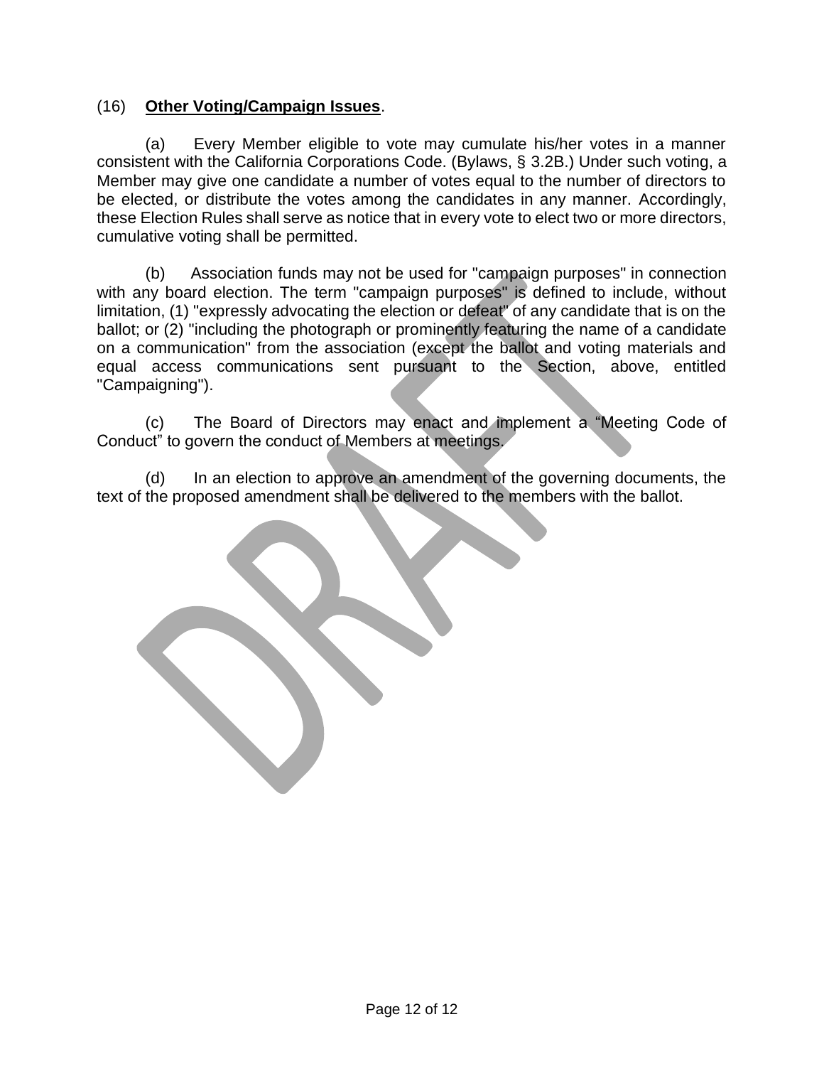(16) **Other Voting/Campaign Issues**.

(a) Every Member eligible to vote may cumulate his/her votes in a manner consistent with the California Corporations Code. (Bylaws, § 3.2B.) Under such voting, a Member may give one candidate a number of votes equal to the number of directors to be elected, or distribute the votes among the candidates in any manner. Accordingly, these Election Rules shall serve as notice that in every vote to elect two or more directors, cumulative voting shall be permitted.

(b) Association funds may not be used for "campaign purposes" in connection with any board election. The term "campaign purposes" is defined to include, without limitation, (1) "expressly advocating the election or defeat" of any candidate that is on the ballot; or (2) "including the photograph or prominently featuring the name of a candidate on a communication" from the association (except the ballot and voting materials and equal access communications sent pursuant to the Section, above, entitled "Campaigning").

(c) The Board of Directors may enact and implement a "Meeting Code of Conduct" to govern the conduct of Members at meetings.

(d) In an election to approve an amendment of the governing documents, the text of the proposed amendment shall be delivered to the members with the ballot.